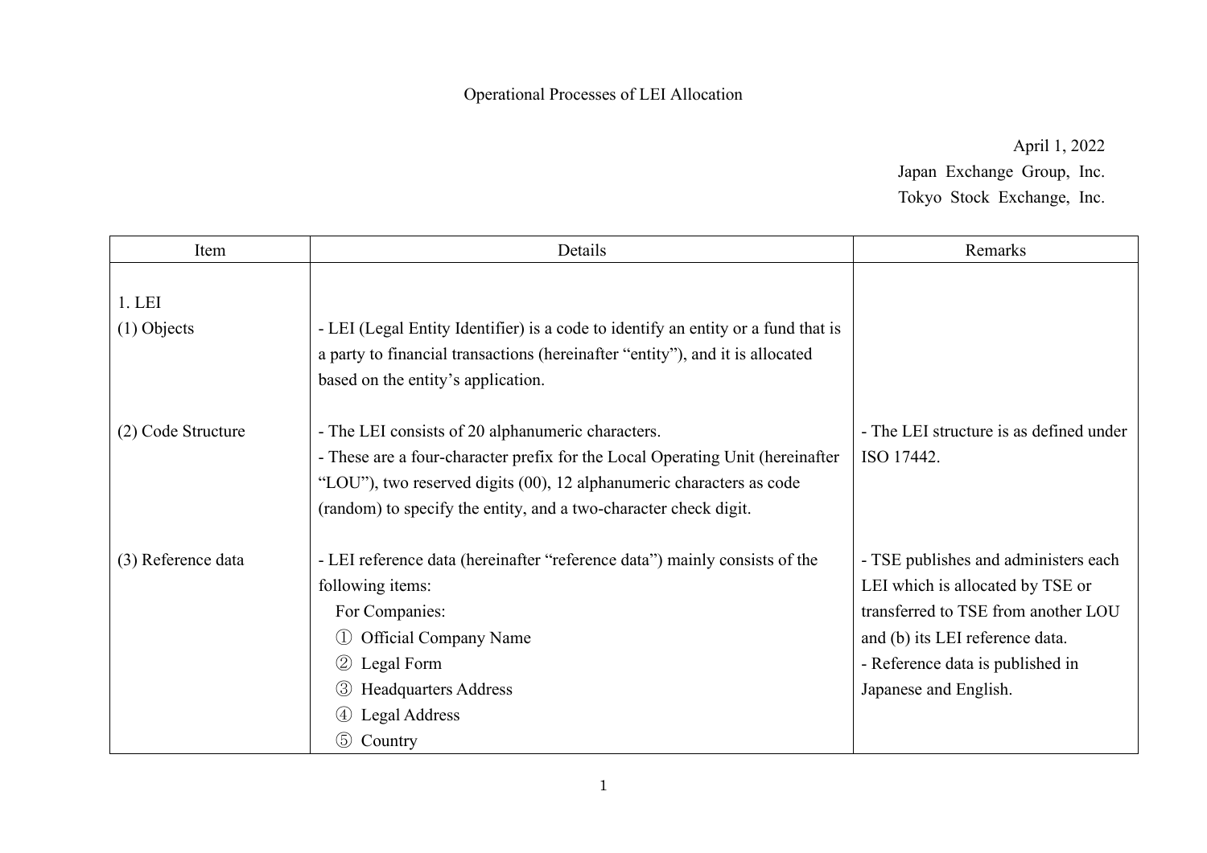# Operational Processes of LEI Allocation

April 1, 2022
Japan Exchange Group, Inc.
Tokyo Stock Exchange, Inc.

| Item | Details | Remarks |
| --- | --- | --- |
| 1. LEI<br>(1) Objects | - LEI (Legal Entity Identifier) is a code to identify an entity or a fund that is a party to financial transactions (hereinafter "entity"), and it is allocated based on the entity's application. | |
| (2) Code Structure | - The LEI consists of 20 alphanumeric characters.<br>- These are a four-character prefix for the Local Operating Unit (hereinafter "LOU"), two reserved digits (00), 12 alphanumeric characters as code (random) to specify the entity, and a two-character check digit. | - The LEI structure is as defined under ISO 17442. |
| (3) Reference data | - LEI reference data (hereinafter "reference data") mainly consists of the following items:<br>For Companies:<br>① Official Company Name<br>② Legal Form<br>③ Headquarters Address<br>④ Legal Address<br>⑤ Country | - TSE publishes and administers each LEI which is allocated by TSE or transferred to TSE from another LOU and (b) its LEI reference data.<br>- Reference data is published in Japanese and English. |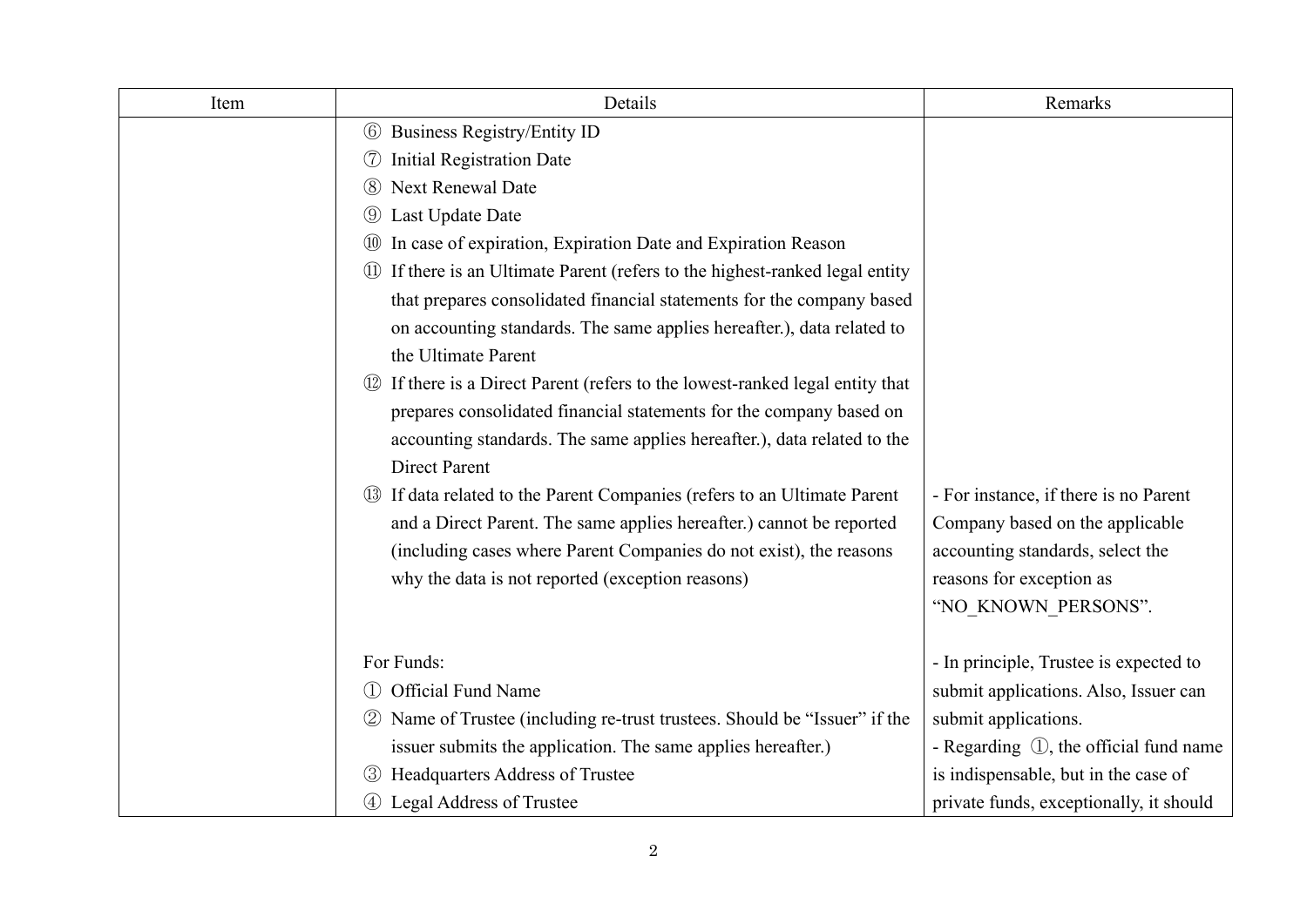| Item | Details | Remarks |
| --- | --- | --- |
| | ⑥ Business Registry/Entity ID<br>⑦ Initial Registration Date<br>⑧ Next Renewal Date<br>⑨ Last Update Date<br>⑩ In case of expiration, Expiration Date and Expiration Reason<br>⑪ If there is an Ultimate Parent (refers to the highest-ranked legal entity that prepares consolidated financial statements for the company based on accounting standards. The same applies hereafter.), data related to the Ultimate Parent<br>⑫ If there is a Direct Parent (refers to the lowest-ranked legal entity that prepares consolidated financial statements for the company based on accounting standards. The same applies hereafter.), data related to the Direct Parent<br>⑬ If data related to the Parent Companies (refers to an Ultimate Parent and a Direct Parent. The same applies hereafter.) cannot be reported (including cases where Parent Companies do not exist), the reasons why the data is not reported (exception reasons) | - For instance, if there is no Parent Company based on the applicable accounting standards, select the reasons for exception as "NO_KNOWN_PERSONS". |
| | For Funds:<br>① Official Fund Name<br>② Name of Trustee (including re-trust trustees. Should be "Issuer" if the issuer submits the application. The same applies hereafter.)<br>③ Headquarters Address of Trustee<br>④ Legal Address of Trustee | - In principle, Trustee is expected to submit applications. Also, Issuer can submit applications.<br>- Regarding ①, the official fund name is indispensable, but in the case of private funds, exceptionally, it should |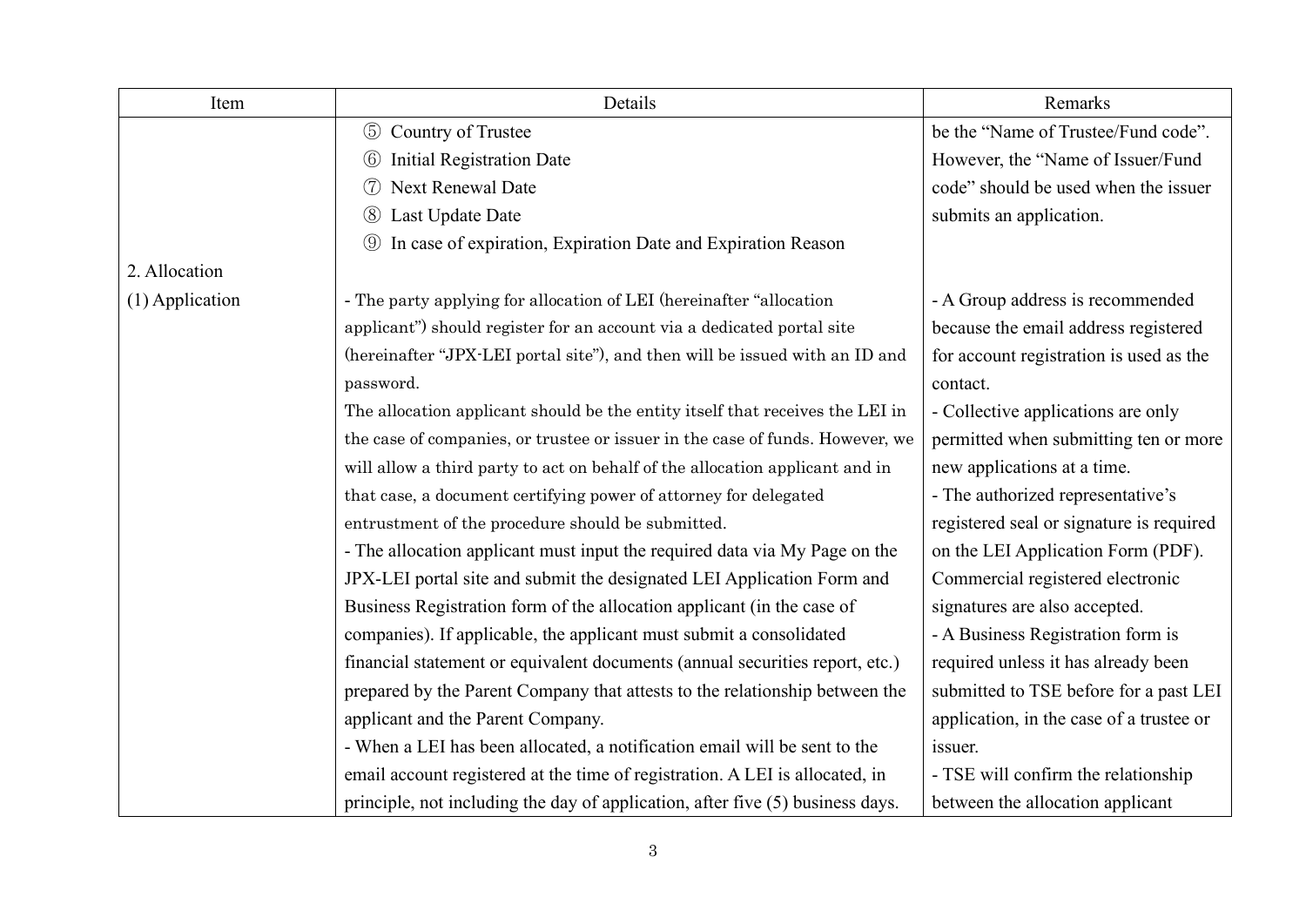| Item | Details | Remarks |
|---|---|---|
| | ⑤ Country of Trustee<br>⑥ Initial Registration Date<br>⑦ Next Renewal Date<br>⑧ Last Update Date<br>⑨ In case of expiration, Expiration Date and Expiration Reason | be the "Name of Trustee/Fund code". However, the "Name of Issuer/Fund code" should be used when the issuer submits an application. |
| 2. Allocation | | |
| (1) Application | - The party applying for allocation of LEI (hereinafter "allocation applicant") should register for an account via a dedicated portal site (hereinafter "JPX-LEI portal site"), and then will be issued with an ID and password.<br>The allocation applicant should be the entity itself that receives the LEI in the case of companies, or trustee or issuer in the case of funds. However, we will allow a third party to act on behalf of the allocation applicant and in that case, a document certifying power of attorney for delegated entrustment of the procedure should be submitted.<br>- The allocation applicant must input the required data via My Page on the JPX-LEI portal site and submit the designated LEI Application Form and Business Registration form of the allocation applicant (in the case of companies). If applicable, the applicant must submit a consolidated financial statement or equivalent documents (annual securities report, etc.) prepared by the Parent Company that attests to the relationship between the applicant and the Parent Company.<br>- When a LEI has been allocated, a notification email will be sent to the email account registered at the time of registration. A LEI is allocated, in principle, not including the day of application, after five (5) business days. | - A Group address is recommended because the email address registered for account registration is used as the contact.<br>- Collective applications are only permitted when submitting ten or more new applications at a time.<br>- The authorized representative's registered seal or signature is required on the LEI Application Form (PDF). Commercial registered electronic signatures are also accepted.<br>- A Business Registration form is required unless it has already been submitted to TSE before for a past LEI application, in the case of a trustee or issuer.<br>- TSE will confirm the relationship between the allocation applicant |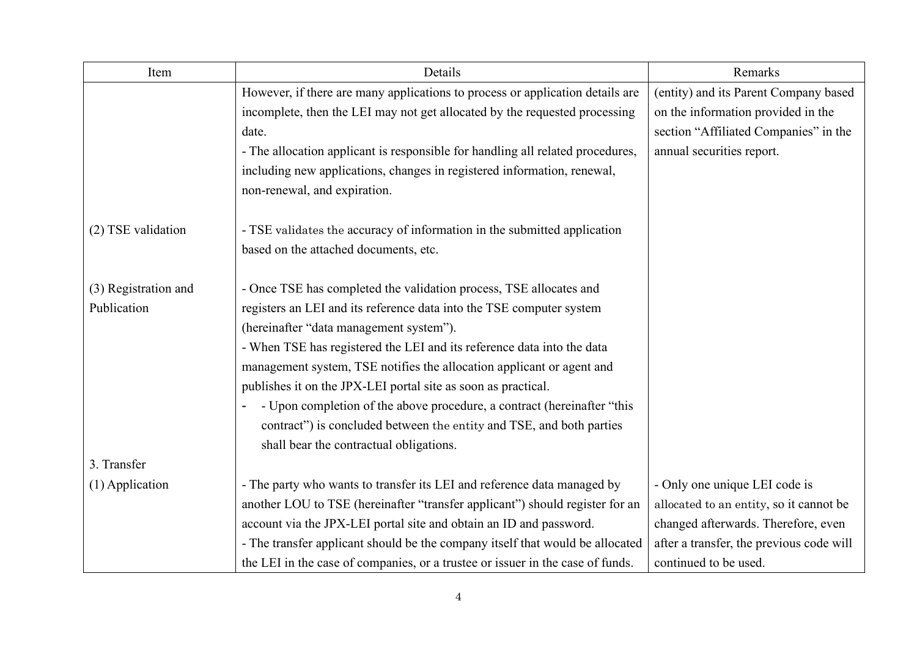| Item | Details | Remarks |
| --- | --- | --- |
| | However, if there are many applications to process or application details are incomplete, then the LEI may not get allocated by the requested processing date.<br>- The allocation applicant is responsible for handling all related procedures, including new applications, changes in registered information, renewal, non-renewal, and expiration. | (entity) and its Parent Company based on the information provided in the section "Affiliated Companies" in the annual securities report. |
| (2) TSE validation | - TSE validates the accuracy of information in the submitted application based on the attached documents, etc. | |
| (3) Registration and Publication | - Once TSE has completed the validation process, TSE allocates and registers an LEI and its reference data into the TSE computer system (hereinafter "data management system").<br>- When TSE has registered the LEI and its reference data into the data management system, TSE notifies the allocation applicant or agent and publishes it on the JPX-LEI portal site as soon as practical.<br>- - Upon completion of the above procedure, a contract (hereinafter "this contract") is concluded between the entity and TSE, and both parties shall bear the contractual obligations. | |
| 3. Transfer<br>(1) Application | - The party who wants to transfer its LEI and reference data managed by another LOU to TSE (hereinafter "transfer applicant") should register for an account via the JPX-LEI portal site and obtain an ID and password.<br>- The transfer applicant should be the company itself that would be allocated the LEI in the case of companies, or a trustee or issuer in the case of funds. | - Only one unique LEI code is allocated to an entity, so it cannot be changed afterwards. Therefore, even after a transfer, the previous code will continued to be used. |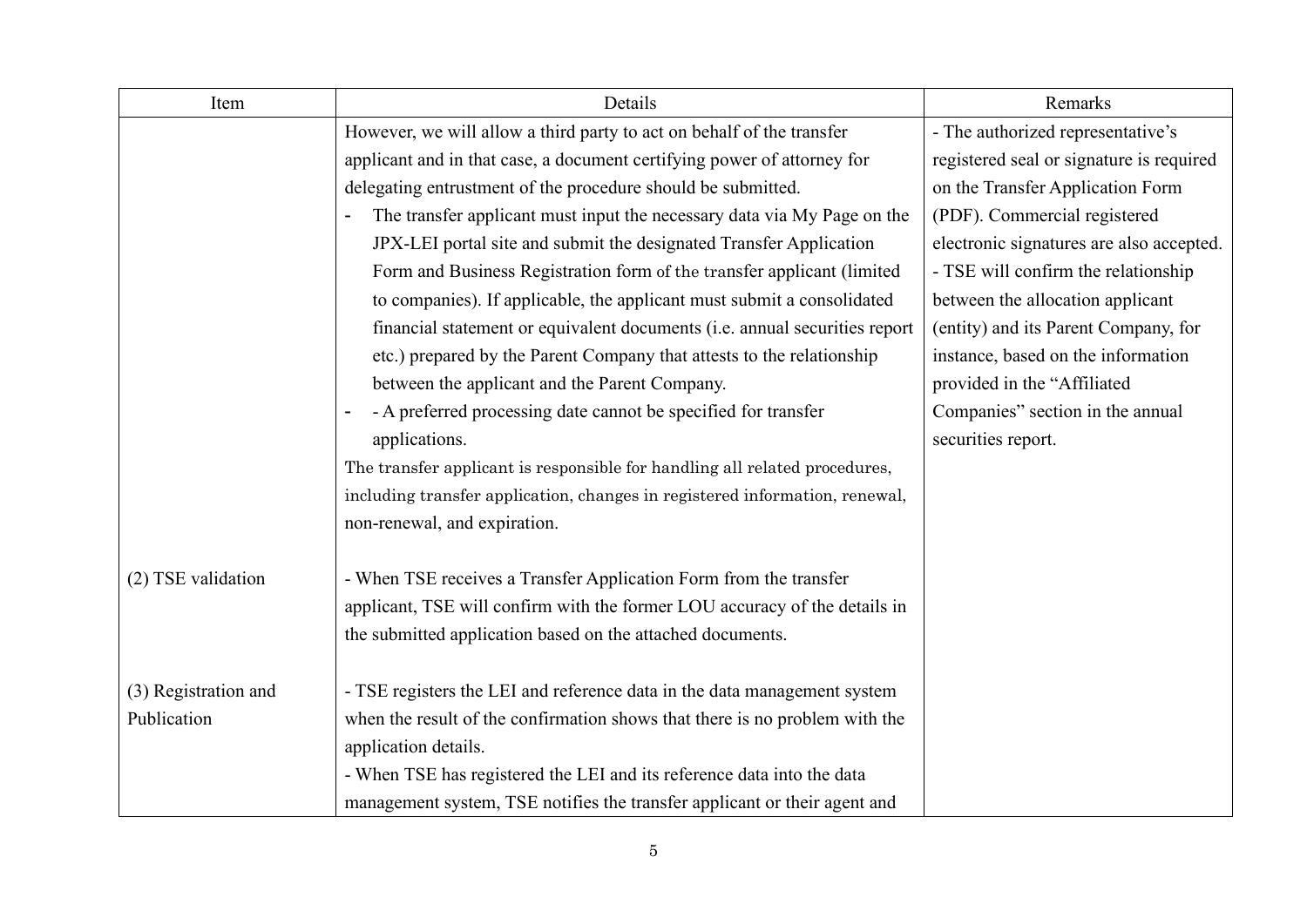| Item | Details | Remarks |
|---|---|---|
| | However, we will allow a third party to act on behalf of the transfer applicant and in that case, a document certifying power of attorney for delegating entrustment of the procedure should be submitted.<br>- The transfer applicant must input the necessary data via My Page on the JPX-LEI portal site and submit the designated Transfer Application Form and Business Registration form of the transfer applicant (limited to companies). If applicable, the applicant must submit a consolidated financial statement or equivalent documents (i.e. annual securities report etc.) prepared by the Parent Company that attests to the relationship between the applicant and the Parent Company.<br>- - A preferred processing date cannot be specified for transfer applications.<br>The transfer applicant is responsible for handling all related procedures, including transfer application, changes in registered information, renewal, non-renewal, and expiration. | - The authorized representative's registered seal or signature is required on the Transfer Application Form (PDF). Commercial registered electronic signatures are also accepted.<br>- TSE will confirm the relationship between the allocation applicant (entity) and its Parent Company, for instance, based on the information provided in the "Affiliated Companies" section in the annual securities report. |
| (2) TSE validation | - When TSE receives a Transfer Application Form from the transfer applicant, TSE will confirm with the former LOU accuracy of the details in the submitted application based on the attached documents. | |
| (3) Registration and Publication | - TSE registers the LEI and reference data in the data management system when the result of the confirmation shows that there is no problem with the application details.<br>- When TSE has registered the LEI and its reference data into the data management system, TSE notifies the transfer applicant or their agent and | |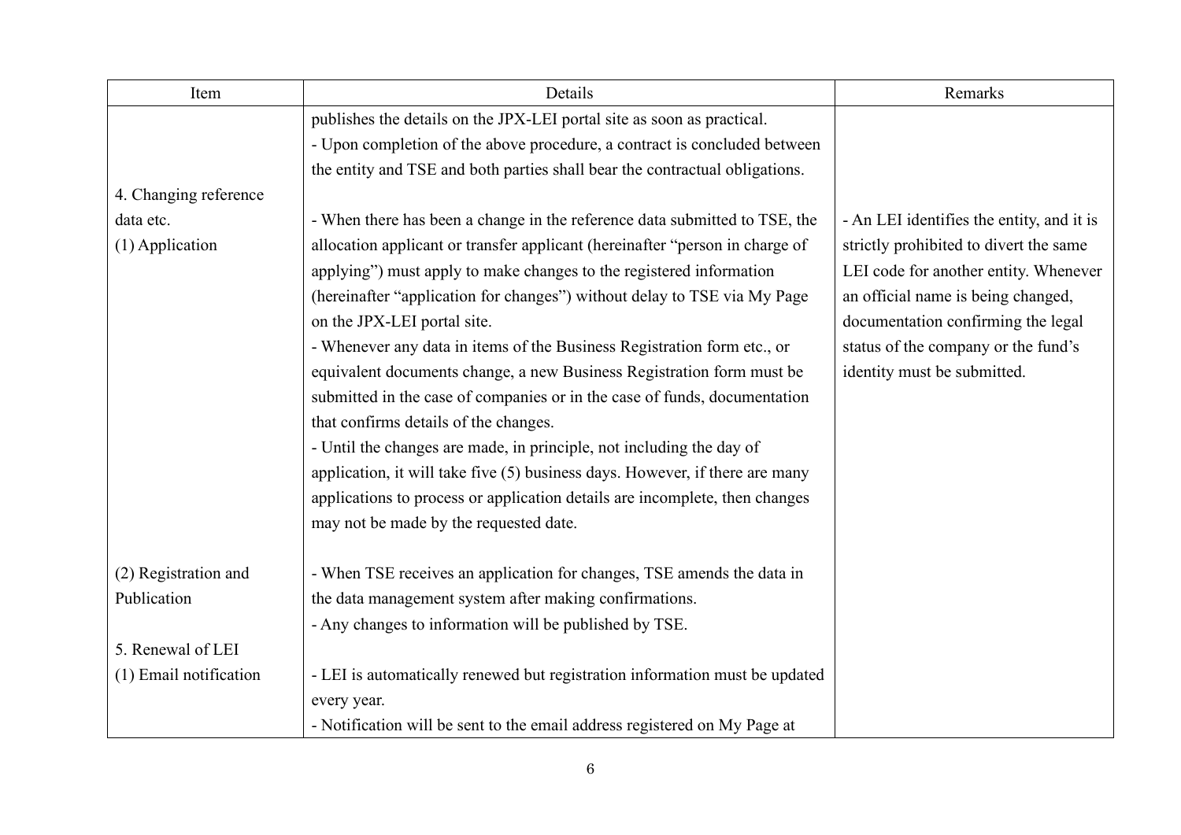| Item | Details | Remarks |
|---|---|---|
| | publishes the details on the JPX-LEI portal site as soon as practical.<br>- Upon completion of the above procedure, a contract is concluded between the entity and TSE and both parties shall bear the contractual obligations. | |
| 4. Changing reference data etc.<br>(1) Application | - When there has been a change in the reference data submitted to TSE, the allocation applicant or transfer applicant (hereinafter "person in charge of applying") must apply to make changes to the registered information (hereinafter "application for changes") without delay to TSE via My Page on the JPX-LEI portal site.<br>- Whenever any data in items of the Business Registration form etc., or equivalent documents change, a new Business Registration form must be submitted in the case of companies or in the case of funds, documentation that confirms details of the changes.<br>- Until the changes are made, in principle, not including the day of application, it will take five (5) business days. However, if there are many applications to process or application details are incomplete, then changes may not be made by the requested date. | - An LEI identifies the entity, and it is strictly prohibited to divert the same LEI code for another entity. Whenever an official name is being changed, documentation confirming the legal status of the company or the fund's identity must be submitted. |
| (2) Registration and Publication | - When TSE receives an application for changes, TSE amends the data in the data management system after making confirmations.<br>- Any changes to information will be published by TSE. | |
| 5. Renewal of LEI<br>(1) Email notification | - LEI is automatically renewed but registration information must be updated every year.<br>- Notification will be sent to the email address registered on My Page at | |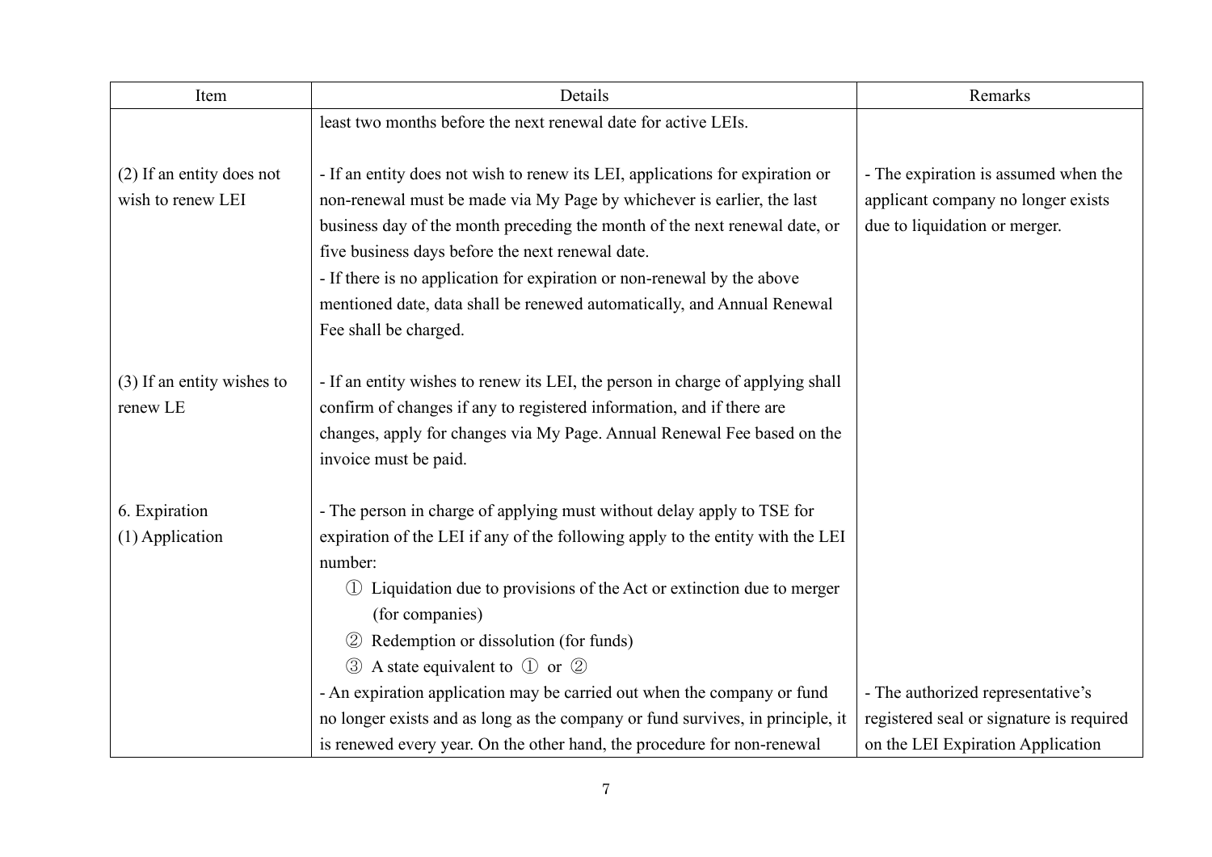| Item | Details | Remarks |
|---|---|---|
| | least two months before the next renewal date for active LEIs. | |
| (2) If an entity does not wish to renew LEI | - If an entity does not wish to renew its LEI, applications for expiration or non-renewal must be made via My Page by whichever is earlier, the last business day of the month preceding the month of the next renewal date, or five business days before the next renewal date.<br>- If there is no application for expiration or non-renewal by the above mentioned date, data shall be renewed automatically, and Annual Renewal Fee shall be charged. | - The expiration is assumed when the applicant company no longer exists due to liquidation or merger. |
| (3) If an entity wishes to renew LE | - If an entity wishes to renew its LEI, the person in charge of applying shall confirm of changes if any to registered information, and if there are changes, apply for changes via My Page. Annual Renewal Fee based on the invoice must be paid. | |
| 6. Expiration<br>(1) Application | - The person in charge of applying must without delay apply to TSE for expiration of the LEI if any of the following apply to the entity with the LEI number:<br>① Liquidation due to provisions of the Act or extinction due to merger (for companies)<br>② Redemption or dissolution (for funds)<br>③ A state equivalent to ① or ②<br>- An expiration application may be carried out when the company or fund no longer exists and as long as the company or fund survives, in principle, it is renewed every year. On the other hand, the procedure for non-renewal | - The authorized representative's registered seal or signature is required on the LEI Expiration Application |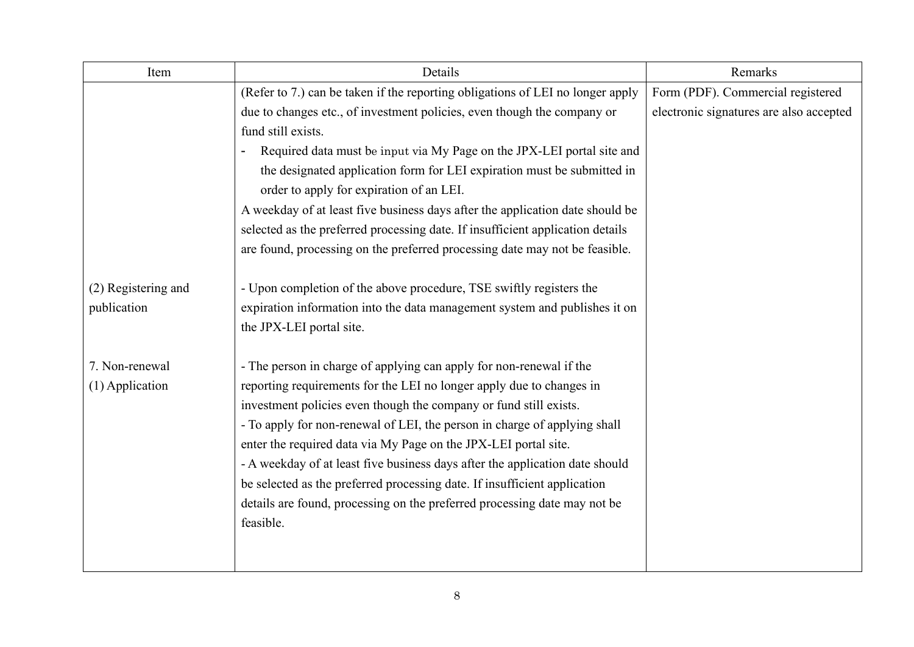| Item | Details | Remarks |
|---|---|---|
| | (Refer to 7.) can be taken if the reporting obligations of LEI no longer apply due to changes etc., of investment policies, even though the company or fund still exists.<br>- Required data must be input via My Page on the JPX-LEI portal site and the designated application form for LEI expiration must be submitted in order to apply for expiration of an LEI.<br>A weekday of at least five business days after the application date should be selected as the preferred processing date. If insufficient application details are found, processing on the preferred processing date may not be feasible. | Form (PDF). Commercial registered electronic signatures are also accepted |
| (2) Registering and publication | - Upon completion of the above procedure, TSE swiftly registers the expiration information into the data management system and publishes it on the JPX-LEI portal site. | |
| 7. Non-renewal<br>(1) Application | - The person in charge of applying can apply for non-renewal if the reporting requirements for the LEI no longer apply due to changes in investment policies even though the company or fund still exists.<br>- To apply for non-renewal of LEI, the person in charge of applying shall enter the required data via My Page on the JPX-LEI portal site.<br>- A weekday of at least five business days after the application date should be selected as the preferred processing date. If insufficient application details are found, processing on the preferred processing date may not be feasible. | |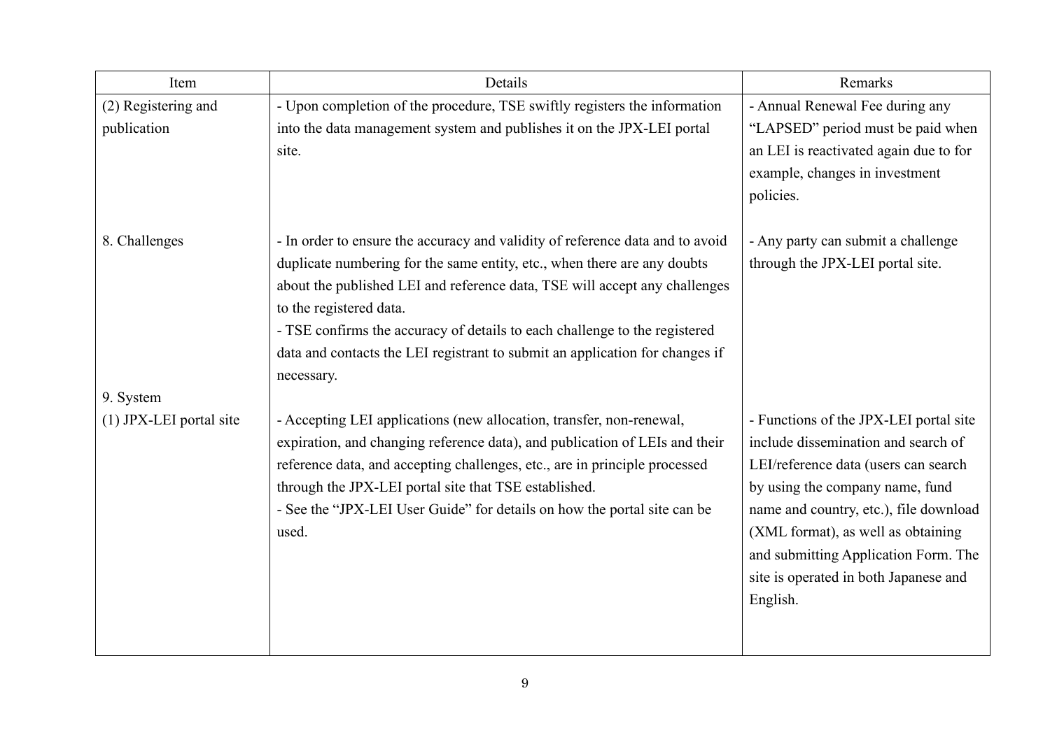| Item | Details | Remarks |
|---|---|---|
| (2) Registering and publication | - Upon completion of the procedure, TSE swiftly registers the information into the data management system and publishes it on the JPX-LEI portal site. | - Annual Renewal Fee during any "LAPSED" period must be paid when an LEI is reactivated again due to for example, changes in investment policies. |
| 8. Challenges | - In order to ensure the accuracy and validity of reference data and to avoid duplicate numbering for the same entity, etc., when there are any doubts about the published LEI and reference data, TSE will accept any challenges to the registered data.<br>- TSE confirms the accuracy of details to each challenge to the registered data and contacts the LEI registrant to submit an application for changes if necessary. | - Any party can submit a challenge through the JPX-LEI portal site. |
| 9. System<br>(1) JPX-LEI portal site | - Accepting LEI applications (new allocation, transfer, non-renewal, expiration, and changing reference data), and publication of LEIs and their reference data, and accepting challenges, etc., are in principle processed through the JPX-LEI portal site that TSE established.<br>- See the "JPX-LEI User Guide" for details on how the portal site can be used. | - Functions of the JPX-LEI portal site include dissemination and search of LEI/reference data (users can search by using the company name, fund name and country, etc.), file download (XML format), as well as obtaining and submitting Application Form. The site is operated in both Japanese and English. |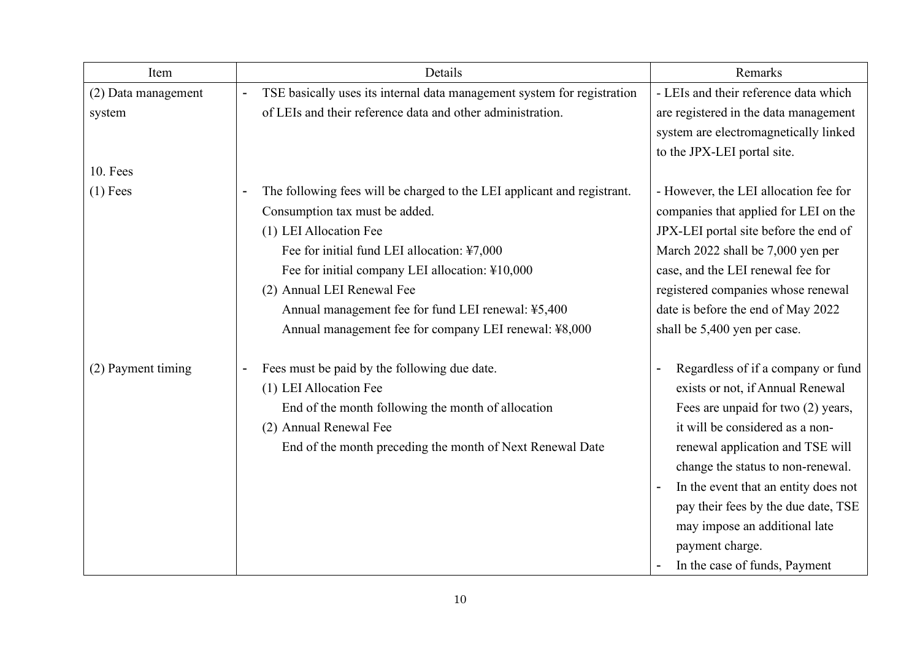| Item | Details | Remarks |
|---|---|---|
| (2) Data management system | - TSE basically uses its internal data management system for registration of LEIs and their reference data and other administration. | - LEIs and their reference data which are registered in the data management system are electromagnetically linked to the JPX-LEI portal site. |
| 10. Fees | | |
| (1) Fees | - The following fees will be charged to the LEI applicant and registrant. Consumption tax must be added.<br>(1) LEI Allocation Fee<br>Fee for initial fund LEI allocation: ¥7,000<br>Fee for initial company LEI allocation: ¥10,000<br>(2) Annual LEI Renewal Fee<br>Annual management fee for fund LEI renewal: ¥5,400<br>Annual management fee for company LEI renewal: ¥8,000 | - However, the LEI allocation fee for companies that applied for LEI on the JPX-LEI portal site before the end of March 2022 shall be 7,000 yen per case, and the LEI renewal fee for registered companies whose renewal date is before the end of May 2022 shall be 5,400 yen per case. |
| (2) Payment timing | - Fees must be paid by the following due date.<br>(1) LEI Allocation Fee<br>End of the month following the month of allocation<br>(2) Annual Renewal Fee<br>End of the month preceding the month of Next Renewal Date | - Regardless of if a company or fund exists or not, if Annual Renewal Fees are unpaid for two (2) years, it will be considered as a non-renewal application and TSE will change the status to non-renewal.<br>- In the event that an entity does not pay their fees by the due date, TSE may impose an additional late payment charge.<br>- In the case of funds, Payment |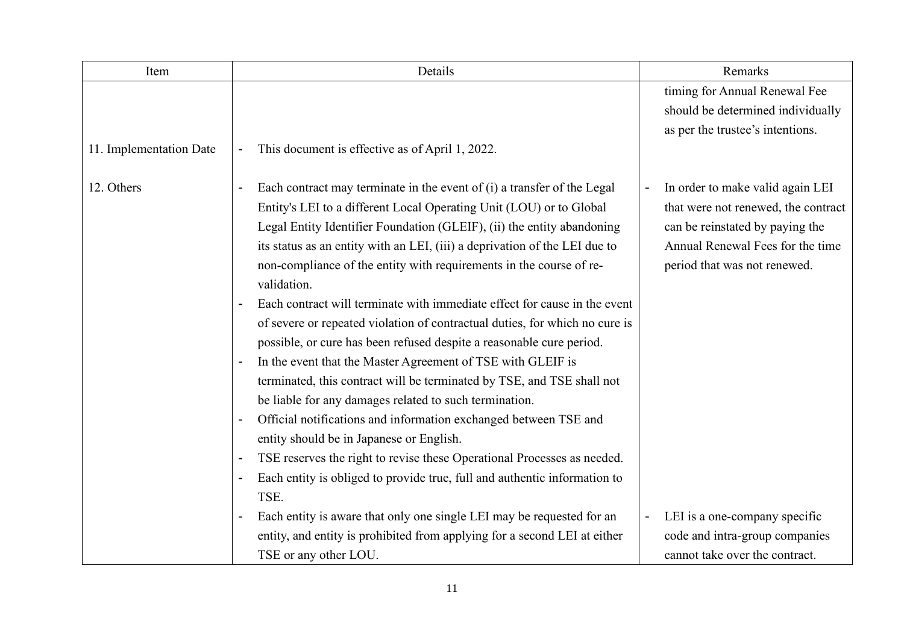| Item | Details | Remarks |
| --- | --- | --- |
| | | timing for Annual Renewal Fee should be determined individually as per the trustee's intentions. |
| 11. Implementation Date | - This document is effective as of April 1, 2022. | |
| 12. Others | - Each contract may terminate in the event of (i) a transfer of the Legal Entity's LEI to a different Local Operating Unit (LOU) or to Global Legal Entity Identifier Foundation (GLEIF), (ii) the entity abandoning its status as an entity with an LEI, (iii) a deprivation of the LEI due to non-compliance of the entity with requirements in the course of re-validation.<br>- Each contract will terminate with immediate effect for cause in the event of severe or repeated violation of contractual duties, for which no cure is possible, or cure has been refused despite a reasonable cure period.<br>- In the event that the Master Agreement of TSE with GLEIF is terminated, this contract will be terminated by TSE, and TSE shall not be liable for any damages related to such termination.<br>- Official notifications and information exchanged between TSE and entity should be in Japanese or English.<br>- TSE reserves the right to revise these Operational Processes as needed.<br>- Each entity is obliged to provide true, full and authentic information to TSE.<br>- Each entity is aware that only one single LEI may be requested for an entity, and entity is prohibited from applying for a second LEI at either TSE or any other LOU. | - In order to make valid again LEI that were not renewed, the contract can be reinstated by paying the Annual Renewal Fees for the time period that was not renewed.<br>- LEI is a one-company specific code and intra-group companies cannot take over the contract. |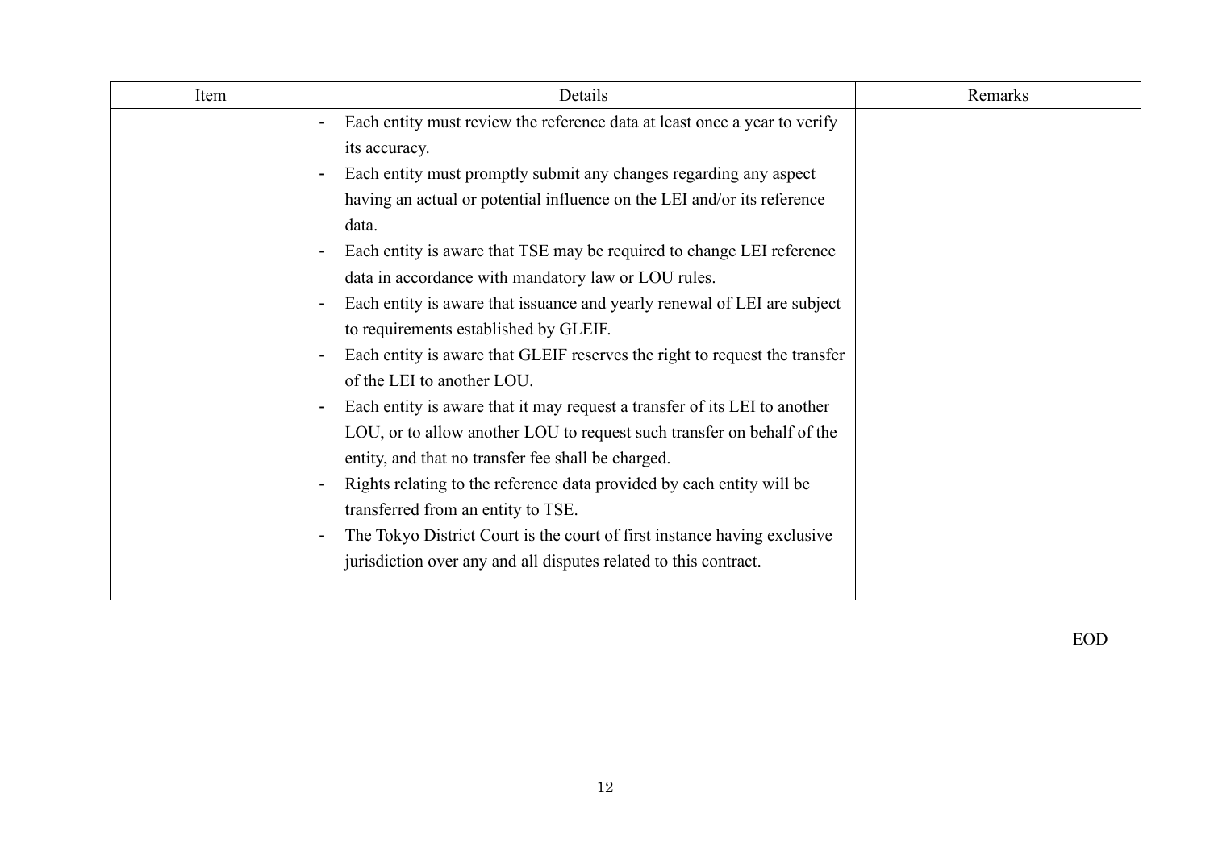| Item | Details | Remarks |
| --- | --- | --- |
| | - Each entity must review the reference data at least once a year to verify its accuracy.<br>- Each entity must promptly submit any changes regarding any aspect having an actual or potential influence on the LEI and/or its reference data.<br>- Each entity is aware that TSE may be required to change LEI reference data in accordance with mandatory law or LOU rules.<br>- Each entity is aware that issuance and yearly renewal of LEI are subject to requirements established by GLEIF.<br>- Each entity is aware that GLEIF reserves the right to request the transfer of the LEI to another LOU.<br>- Each entity is aware that it may request a transfer of its LEI to another LOU, or to allow another LOU to request such transfer on behalf of the entity, and that no transfer fee shall be charged.<br>- Rights relating to the reference data provided by each entity will be transferred from an entity to TSE.<br>- The Tokyo District Court is the court of first instance having exclusive jurisdiction over any and all disputes related to this contract. | |

EOD